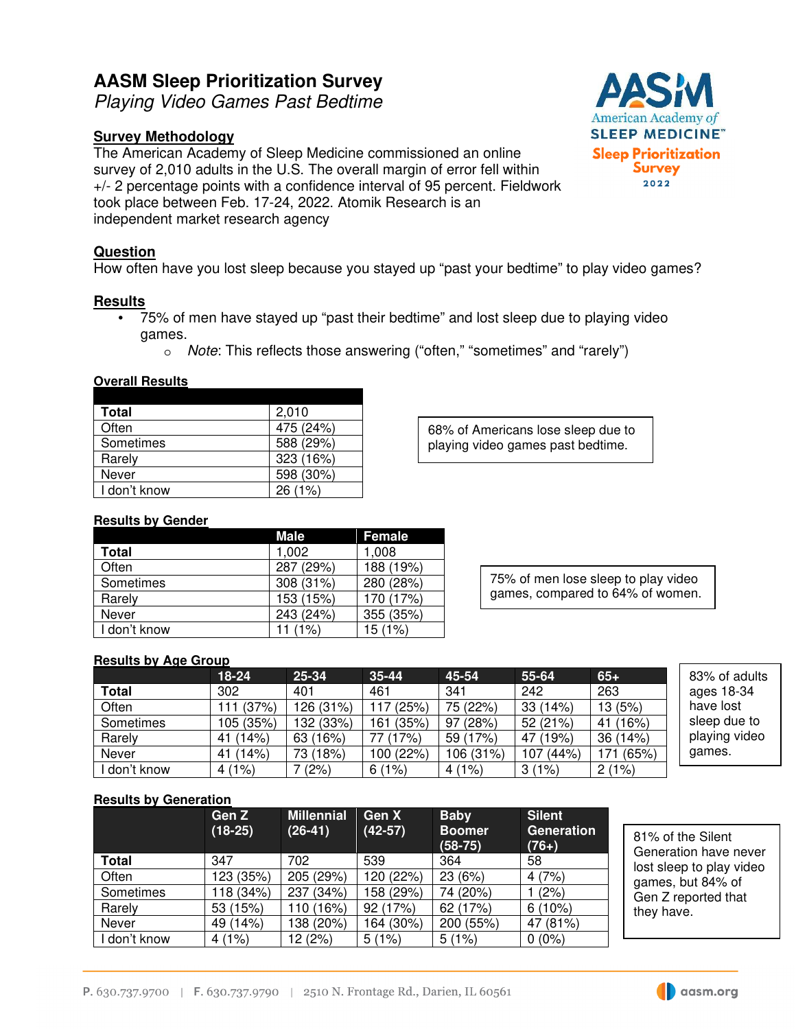# AASM Sleep Prioritization Survey

*Playing Video Games Past Bedtime*

American Academy of SLEEP MEDICINE
Sleep Prioritization Survey 2022

## Survey Methodology

The American Academy of Sleep Medicine commissioned an online survey of 2,010 adults in the U.S. The overall margin of error fell within +/- 2 percentage points with a confidence interval of 95 percent. Fieldwork took place between Feb. 17-24, 2022. Atomik Research is an independent market research agency

## Question

How often have you lost sleep because you stayed up “past your bedtime” to play video games?

## Results

- 75% of men have stayed up “past their bedtime” and lost sleep due to playing video games.
  - *Note*: This reflects those answering (“often,” “sometimes” and “rarely”)

### Overall Results

| | |
|---|---|
| **Total** | 2,010 |
| Often | 475 (24%) |
| Sometimes | 588 (29%) |
| Rarely | 323 (16%) |
| Never | 598 (30%) |
| I don’t know | 26 (1%) |

68% of Americans lose sleep due to playing video games past bedtime.

### Results by Gender

| | Male | Female |
|---|---|---|
| **Total** | 1,002 | 1,008 |
| Often | 287 (29%) | 188 (19%) |
| Sometimes | 308 (31%) | 280 (28%) |
| Rarely | 153 (15%) | 170 (17%) |
| Never | 243 (24%) | 355 (35%) |
| I don’t know | 11 (1%) | 15 (1%) |

75% of men lose sleep to play video games, compared to 64% of women.

### Results by Age Group

| | 18-24 | 25-34 | 35-44 | 45-54 | 55-64 | 65+ |
|---|---|---|---|---|---|---|
| **Total** | 302 | 401 | 461 | 341 | 242 | 263 |
| Often | 111 (37%) | 126 (31%) | 117 (25%) | 75 (22%) | 33 (14%) | 13 (5%) |
| Sometimes | 105 (35%) | 132 (33%) | 161 (35%) | 97 (28%) | 52 (21%) | 41 (16%) |
| Rarely | 41 (14%) | 63 (16%) | 77 (17%) | 59 (17%) | 47 (19%) | 36 (14%) |
| Never | 41 (14%) | 73 (18%) | 100 (22%) | 106 (31%) | 107 (44%) | 171 (65%) |
| I don’t know | 4 (1%) | 7 (2%) | 6 (1%) | 4 (1%) | 3 (1%) | 2 (1%) |

83% of adults ages 18-34 have lost sleep due to playing video games.

### Results by Generation

| | Gen Z (18-25) | Millennial (26-41) | Gen X (42-57) | Baby Boomer (58-75) | Silent Generation (76+) |
|---|---|---|---|---|---|
| **Total** | 347 | 702 | 539 | 364 | 58 |
| Often | 123 (35%) | 205 (29%) | 120 (22%) | 23 (6%) | 4 (7%) |
| Sometimes | 118 (34%) | 237 (34%) | 158 (29%) | 74 (20%) | 1 (2%) |
| Rarely | 53 (15%) | 110 (16%) | 92 (17%) | 62 (17%) | 6 (10%) |
| Never | 49 (14%) | 138 (20%) | 164 (30%) | 200 (55%) | 47 (81%) |
| I don’t know | 4 (1%) | 12 (2%) | 5 (1%) | 5 (1%) | 0 (0%) |

81% of the Silent Generation have never lost sleep to play video games, but 84% of Gen Z reported that they have.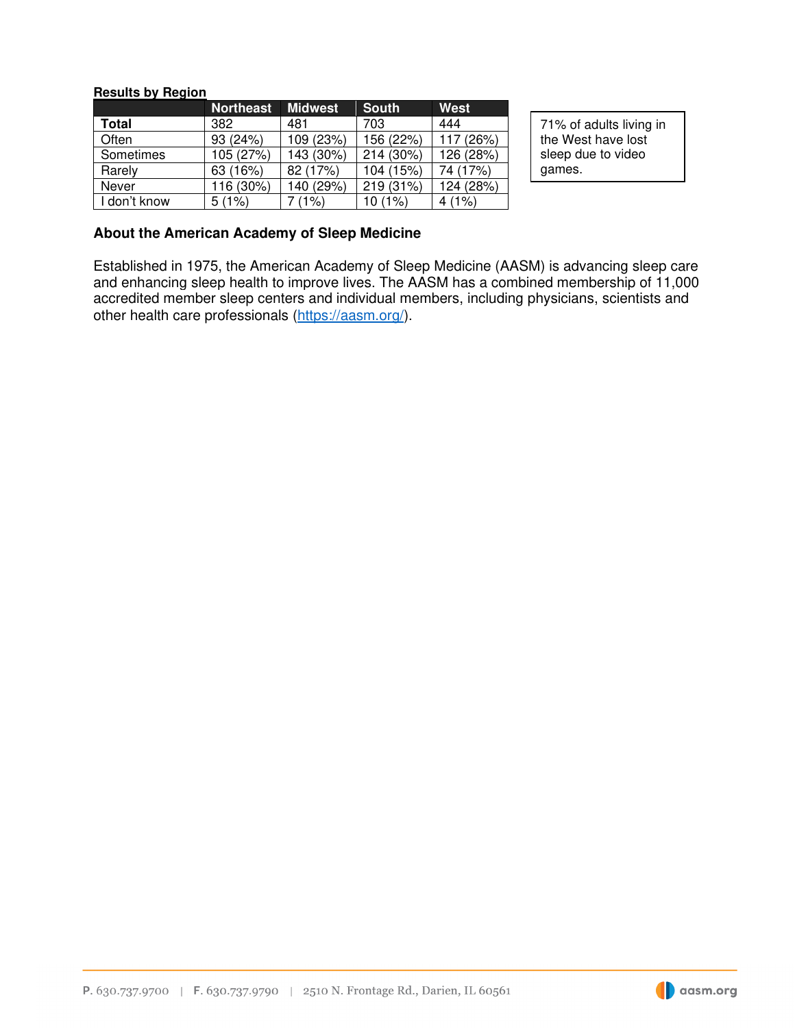**Results by Region**

| | Northeast | Midwest | South | West |
|---|---|---|---|---|
| **Total** | 382 | 481 | 703 | 444 |
| Often | 93 (24%) | 109 (23%) | 156 (22%) | 117 (26%) |
| Sometimes | 105 (27%) | 143 (30%) | 214 (30%) | 126 (28%) |
| Rarely | 63 (16%) | 82 (17%) | 104 (15%) | 74 (17%) |
| Never | 116 (30%) | 140 (29%) | 219 (31%) | 124 (28%) |
| I don't know | 5 (1%) | 7 (1%) | 10 (1%) | 4 (1%) |

71% of adults living in the West have lost sleep due to video games.

**About the American Academy of Sleep Medicine**

Established in 1975, the American Academy of Sleep Medicine (AASM) is advancing sleep care and enhancing sleep health to improve lives. The AASM has a combined membership of 11,000 accredited member sleep centers and individual members, including physicians, scientists and other health care professionals (https://aasm.org/).